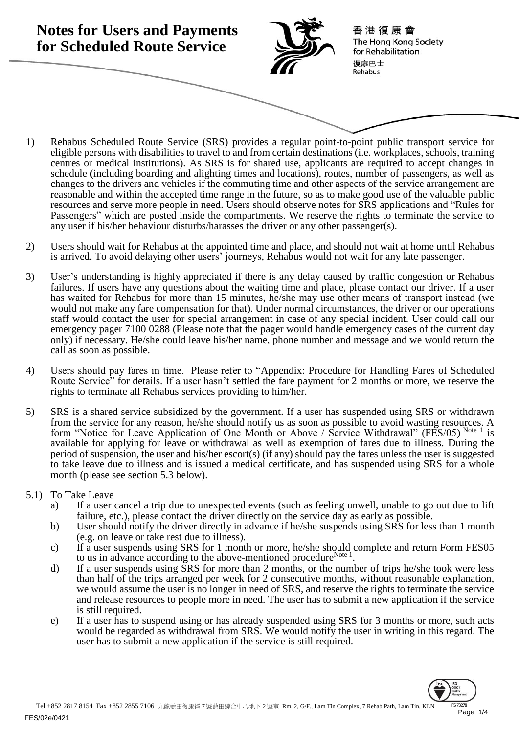# Notes for Users and Payments for Scheduled Route Service

香港復康會
The Hong Kong Society for Rehabilitation
復康巴士
Rehabus

1) Rehabus Scheduled Route Service (SRS) provides a regular point-to-point public transport service for eligible persons with disabilities to travel to and from certain destinations (i.e. workplaces, schools, training centres or medical institutions). As SRS is for shared use, applicants are required to accept changes in schedule (including boarding and alighting times and locations), routes, number of passengers, as well as changes to the drivers and vehicles if the commuting time and other aspects of the service arrangement are reasonable and within the accepted time range in the future, so as to make good use of the valuable public resources and serve more people in need. Users should observe notes for SRS applications and "Rules for Passengers" which are posted inside the compartments. We reserve the rights to terminate the service to any user if his/her behaviour disturbs/harasses the driver or any other passenger(s).

2) Users should wait for Rehabus at the appointed time and place, and should not wait at home until Rehabus is arrived. To avoid delaying other users' journeys, Rehabus would not wait for any late passenger.

3) User's understanding is highly appreciated if there is any delay caused by traffic congestion or Rehabus failures. If users have any questions about the waiting time and place, please contact our driver. If a user has waited for Rehabus for more than 15 minutes, he/she may use other means of transport instead (we would not make any fare compensation for that). Under normal circumstances, the driver or our operations staff would contact the user for special arrangement in case of any special incident. User could call our emergency pager 7100 0288 (Please note that the pager would handle emergency cases of the current day only) if necessary. He/she could leave his/her name, phone number and message and we would return the call as soon as possible.

4) Users should pay fares in time. Please refer to "Appendix: Procedure for Handling Fares of Scheduled Route Service" for details. If a user hasn't settled the fare payment for 2 months or more, we reserve the rights to terminate all Rehabus services providing to him/her.

5) SRS is a shared service subsidized by the government. If a user has suspended using SRS or withdrawn from the service for any reason, he/she should notify us as soon as possible to avoid wasting resources. A form "Notice for Leave Application of One Month or Above / Service Withdrawal" (FES/05) [Note 1] is available for applying for leave or withdrawal as well as exemption of fares due to illness. During the period of suspension, the user and his/her escort(s) (if any) should pay the fares unless the user is suggested to take leave due to illness and is issued a medical certificate, and has suspended using SRS for a whole month (please see section 5.3 below).

5.1) To Take Leave

a) If a user cancel a trip due to unexpected events (such as feeling unwell, unable to go out due to lift failure, etc.), please contact the driver directly on the service day as early as possible.

b) User should notify the driver directly in advance if he/she suspends using SRS for less than 1 month (e.g. on leave or take rest due to illness).

c) If a user suspends using SRS for 1 month or more, he/she should complete and return Form FES05 to us in advance according to the above-mentioned procedure[Note 1].

d) If a user suspends using SRS for more than 2 months, or the number of trips he/she took were less than half of the trips arranged per week for 2 consecutive months, without reasonable explanation, we would assume the user is no longer in need of SRS, and reserve the rights to terminate the service and release resources to people more in need. The user has to submit a new application if the service is still required.

e) If a user has to suspend using or has already suspended using SRS for 3 months or more, such acts would be regarded as withdrawal from SRS. We would notify the user in writing in this regard. The user has to submit a new application if the service is still required.

Tel +852 2817 8154 Fax +852 2855 7106 九龍藍田復康徑7號藍田綜合中心地下2號室 Rm. 2, G/F., Lam Tin Complex, 7 Rehab Path, Lam Tin, KLN

FES/02e/0421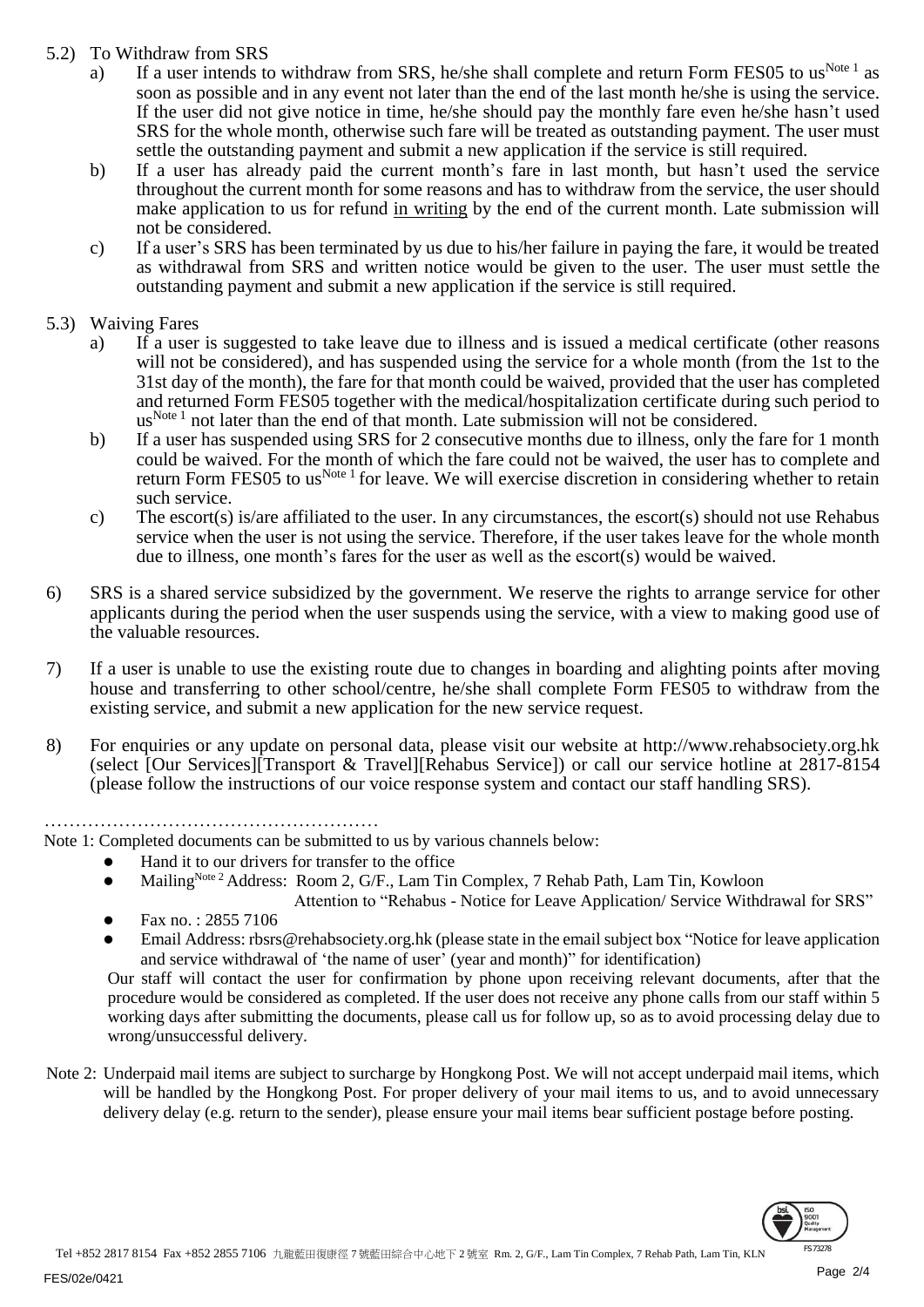5.2) To Withdraw from SRS

a) If a user intends to withdraw from SRS, he/she shall complete and return Form FES05 to us[Note 1] as soon as possible and in any event not later than the end of the last month he/she is using the service. If the user did not give notice in time, he/she should pay the monthly fare even he/she hasn't used SRS for the whole month, otherwise such fare will be treated as outstanding payment. The user must settle the outstanding payment and submit a new application if the service is still required.

b) If a user has already paid the current month's fare in last month, but hasn't used the service throughout the current month for some reasons and has to withdraw from the service, the user should make application to us for refund <u>in writing</u> by the end of the current month. Late submission will not be considered.

c) If a user's SRS has been terminated by us due to his/her failure in paying the fare, it would be treated as withdrawal from SRS and written notice would be given to the user. The user must settle the outstanding payment and submit a new application if the service is still required.

5.3) Waiving Fares

a) If a user is suggested to take leave due to illness and is issued a medical certificate (other reasons will not be considered), and has suspended using the service for a whole month (from the 1st to the 31st day of the month), the fare for that month could be waived, provided that the user has completed and returned Form FES05 together with the medical/hospitalization certificate during such period to us[Note 1] not later than the end of that month. Late submission will not be considered.

b) If a user has suspended using SRS for 2 consecutive months due to illness, only the fare for 1 month could be waived. For the month of which the fare could not be waived, the user has to complete and return Form FES05 to us[Note 1] for leave. We will exercise discretion in considering whether to retain such service.

c) The escort(s) is/are affiliated to the user. In any circumstances, the escort(s) should not use Rehabus service when the user is not using the service. Therefore, if the user takes leave for the whole month due to illness, one month's fares for the user as well as the escort(s) would be waived.

6) SRS is a shared service subsidized by the government. We reserve the rights to arrange service for other applicants during the period when the user suspends using the service, with a view to making good use of the valuable resources.

7) If a user is unable to use the existing route due to changes in boarding and alighting points after moving house and transferring to other school/centre, he/she shall complete Form FES05 to withdraw from the existing service, and submit a new application for the new service request.

8) For enquiries or any update on personal data, please visit our website at http://www.rehabsociety.org.hk (select [Our Services][Transport & Travel][Rehabus Service]) or call our service hotline at 2817-8154 (please follow the instructions of our voice response system and contact our staff handling SRS).

………………………………………………

Note 1: Completed documents can be submitted to us by various channels below:

- Hand it to our drivers for transfer to the office
- Mailing[Note 2] Address: Room 2, G/F., Lam Tin Complex, 7 Rehab Path, Lam Tin, Kowloon
  Attention to "Rehabus - Notice for Leave Application/ Service Withdrawal for SRS"
- Fax no. : 2855 7106
- Email Address: rbsrs@rehabsociety.org.hk (please state in the email subject box "Notice for leave application and service withdrawal of 'the name of user' (year and month)" for identification)

Our staff will contact the user for confirmation by phone upon receiving relevant documents, after that the procedure would be considered as completed. If the user does not receive any phone calls from our staff within 5 working days after submitting the documents, please call us for follow up, so as to avoid processing delay due to wrong/unsuccessful delivery.

Note 2: Underpaid mail items are subject to surcharge by Hongkong Post. We will not accept underpaid mail items, which will be handled by the Hongkong Post. For proper delivery of your mail items to us, and to avoid unnecessary delivery delay (e.g. return to the sender), please ensure your mail items bear sufficient postage before posting.

Tel +852 2817 8154 Fax +852 2855 7106 九龍藍田復康徑7號藍田綜合中心地下2號室 Rm. 2, G/F., Lam Tin Complex, 7 Rehab Path, Lam Tin, KLN

FES/02e/0421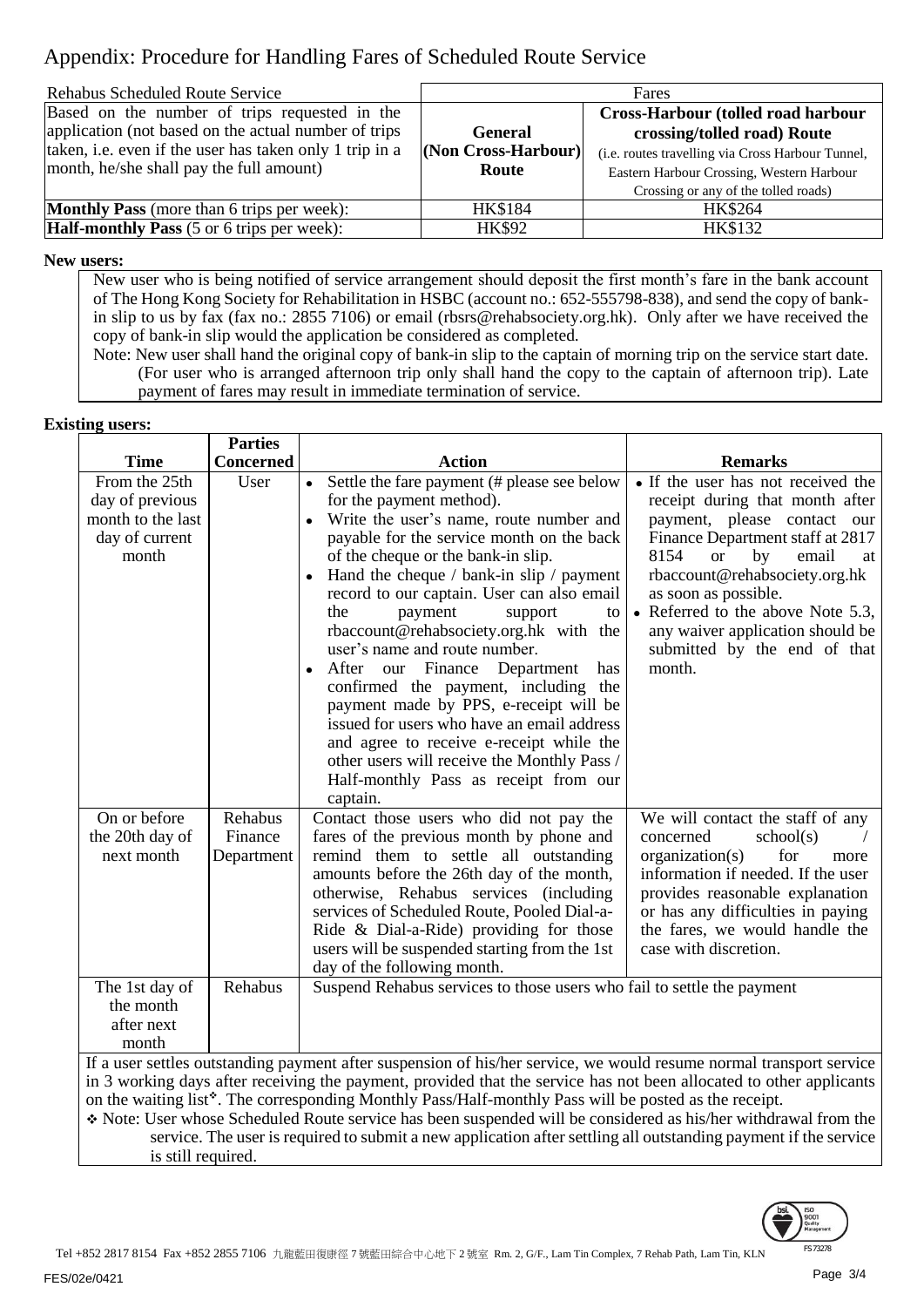# Appendix: Procedure for Handling Fares of Scheduled Route Service

| Rehabus Scheduled Route Service | Fares | |
|---|---|---|
| Based on the number of trips requested in the application (not based on the actual number of trips taken, i.e. even if the user has taken only 1 trip in a month, he/she shall pay the full amount) | **General (Non Cross-Harbour) Route** | **Cross-Harbour (tolled road harbour crossing/tolled road) Route** (i.e. routes travelling via Cross Harbour Tunnel, Eastern Harbour Crossing, Western Harbour Crossing or any of the tolled roads) |
| **Monthly Pass** (more than 6 trips per week): | HK$184 | HK$264 |
| **Half-monthly Pass** (5 or 6 trips per week): | HK$92 | HK$132 |

**New users:**

New user who is being notified of service arrangement should deposit the first month's fare in the bank account of The Hong Kong Society for Rehabilitation in HSBC (account no.: 652-555798-838), and send the copy of bank-in slip to us by fax (fax no.: 2855 7106) or email (rbsrs@rehabsociety.org.hk). Only after we have received the copy of bank-in slip would the application be considered as completed.

Note: New user shall hand the original copy of bank-in slip to the captain of morning trip on the service start date. (For user who is arranged afternoon trip only shall hand the copy to the captain of afternoon trip). Late payment of fares may result in immediate termination of service.

**Existing users:**

| Time | Parties Concerned | Action | Remarks |
|---|---|---|---|
| From the 25th day of previous month to the last day of current month | User | • Settle the fare payment (# please see below for the payment method).<br>• Write the user's name, route number and payable for the service month on the back of the cheque or the bank-in slip.<br>• Hand the cheque / bank-in slip / payment record to our captain. User can also email the payment support to rbaccount@rehabsociety.org.hk with the user's name and route number.<br>• After our Finance Department has confirmed the payment, including the payment made by PPS, e-receipt will be issued for users who have an email address and agree to receive e-receipt while the other users will receive the Monthly Pass / Half-monthly Pass as receipt from our captain. | • If the user has not received the receipt during that month after payment, please contact our Finance Department staff at 2817 8154 or by email at rbaccount@rehabsociety.org.hk as soon as possible.<br>• Referred to the above Note 5.3, any waiver application should be submitted by the end of that month. |
| On or before the 20th day of next month | Rehabus Finance Department | Contact those users who did not pay the fares of the previous month by phone and remind them to settle all outstanding amounts before the 26th day of the month, otherwise, Rehabus services (including services of Scheduled Route, Pooled Dial-a-Ride & Dial-a-Ride) providing for those users will be suspended starting from the 1st day of the following month. | We will contact the staff of any concerned school(s) / organization(s) for more information if needed. If the user provides reasonable explanation or has any difficulties in paying the fares, we would handle the case with discretion. |
| The 1st day of the month after next month | Rehabus | Suspend Rehabus services to those users who fail to settle the payment | |

If a user settles outstanding payment after suspension of his/her service, we would resume normal transport service in 3 working days after receiving the payment, provided that the service has not been allocated to other applicants on the waiting list❖. The corresponding Monthly Pass/Half-monthly Pass will be posted as the receipt.

❖ Note: User whose Scheduled Route service has been suspended will be considered as his/her withdrawal from the service. The user is required to submit a new application after settling all outstanding payment if the service is still required.

Tel +852 2817 8154 Fax +852 2855 7106 九龍藍田復康徑7號藍田綜合中心地下2號室 Rm. 2, G/F., Lam Tin Complex, 7 Rehab Path, Lam Tin, KLN

FES/02e/0421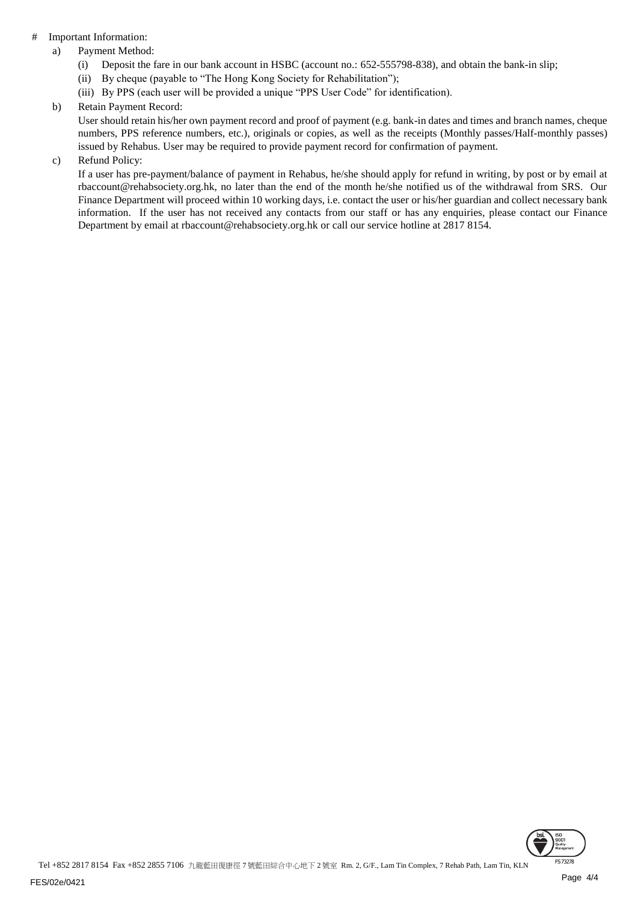# Important Information:

a) Payment Method:

   (i) Deposit the fare in our bank account in HSBC (account no.: 652-555798-838), and obtain the bank-in slip;

   (ii) By cheque (payable to "The Hong Kong Society for Rehabilitation");

   (iii) By PPS (each user will be provided a unique "PPS User Code" for identification).

b) Retain Payment Record:

   User should retain his/her own payment record and proof of payment (e.g. bank-in dates and times and branch names, cheque numbers, PPS reference numbers, etc.), originals or copies, as well as the receipts (Monthly passes/Half-monthly passes) issued by Rehabus. User may be required to provide payment record for confirmation of payment.

c) Refund Policy:

   If a user has pre-payment/balance of payment in Rehabus, he/she should apply for refund in writing, by post or by email at rbaccount@rehabsociety.org.hk, no later than the end of the month he/she notified us of the withdrawal from SRS. Our Finance Department will proceed within 10 working days, i.e. contact the user or his/her guardian and collect necessary bank information. If the user has not received any contacts from our staff or has any enquiries, please contact our Finance Department by email at rbaccount@rehabsociety.org.hk or call our service hotline at 2817 8154.

Tel +852 2817 8154 Fax +852 2855 7106 九龍藍田復康徑 7 號藍田綜合中心地下 2 號室 Rm. 2, G/F., Lam Tin Complex, 7 Rehab Path, Lam Tin, KLN

FS 73278

FES/02e/0421